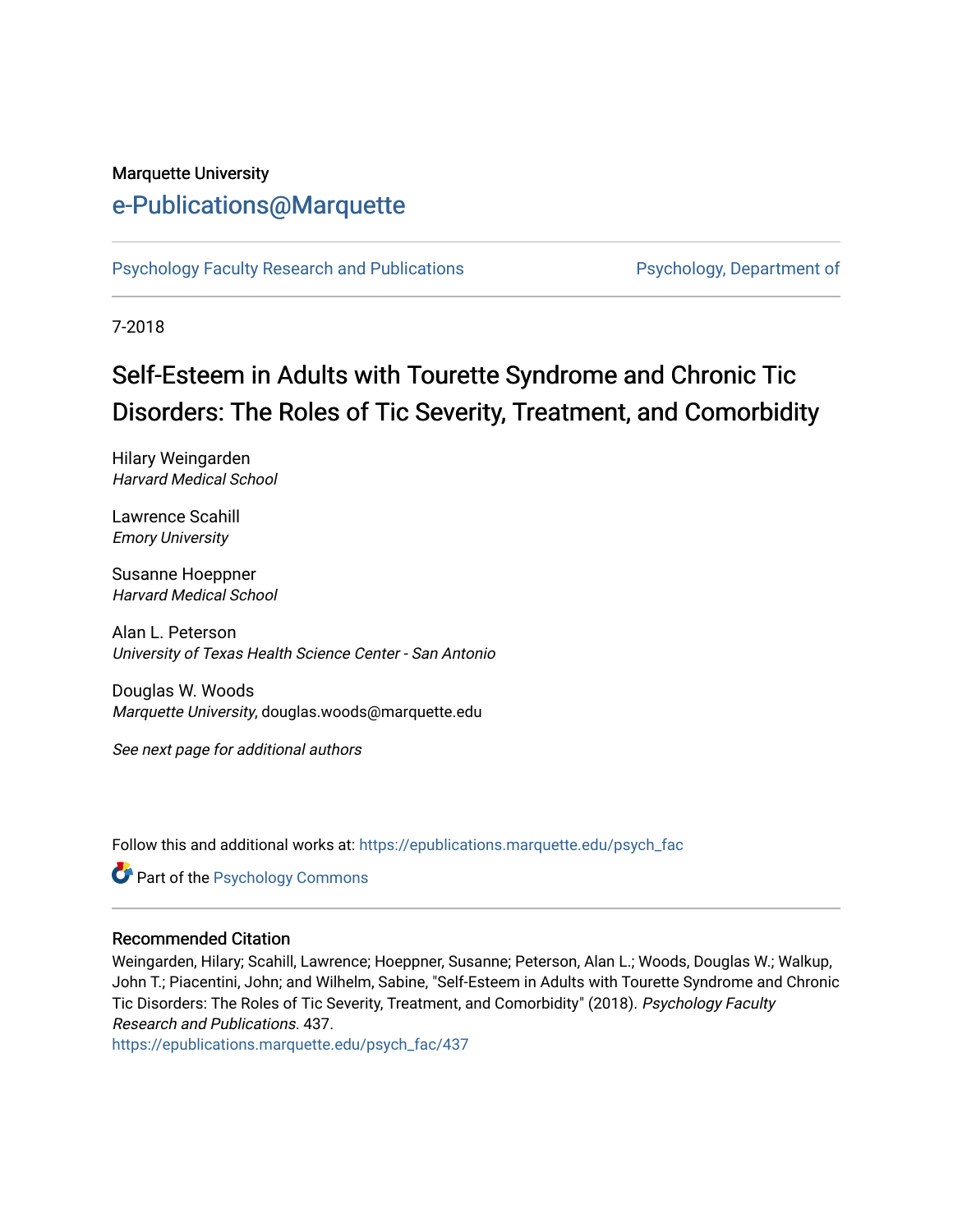Marquette University

# e-Publications@Marquette

Psychology Faculty Research and Publications — Psychology, Department of

7-2018

# Self-Esteem in Adults with Tourette Syndrome and Chronic Tic Disorders: The Roles of Tic Severity, Treatment, and Comorbidity

Hilary Weingarden
*Harvard Medical School*

Lawrence Scahill
*Emory University*

Susanne Hoeppner
*Harvard Medical School*

Alan L. Peterson
*University of Texas Health Science Center - San Antonio*

Douglas W. Woods
*Marquette University*, douglas.woods@marquette.edu

*See next page for additional authors*

Follow this and additional works at: https://epublications.marquette.edu/psych_fac

Part of the Psychology Commons

## Recommended Citation

Weingarden, Hilary; Scahill, Lawrence; Hoeppner, Susanne; Peterson, Alan L.; Woods, Douglas W.; Walkup, John T.; Piacentini, John; and Wilhelm, Sabine, "Self-Esteem in Adults with Tourette Syndrome and Chronic Tic Disorders: The Roles of Tic Severity, Treatment, and Comorbidity" (2018). *Psychology Faculty Research and Publications*. 437.
https://epublications.marquette.edu/psych_fac/437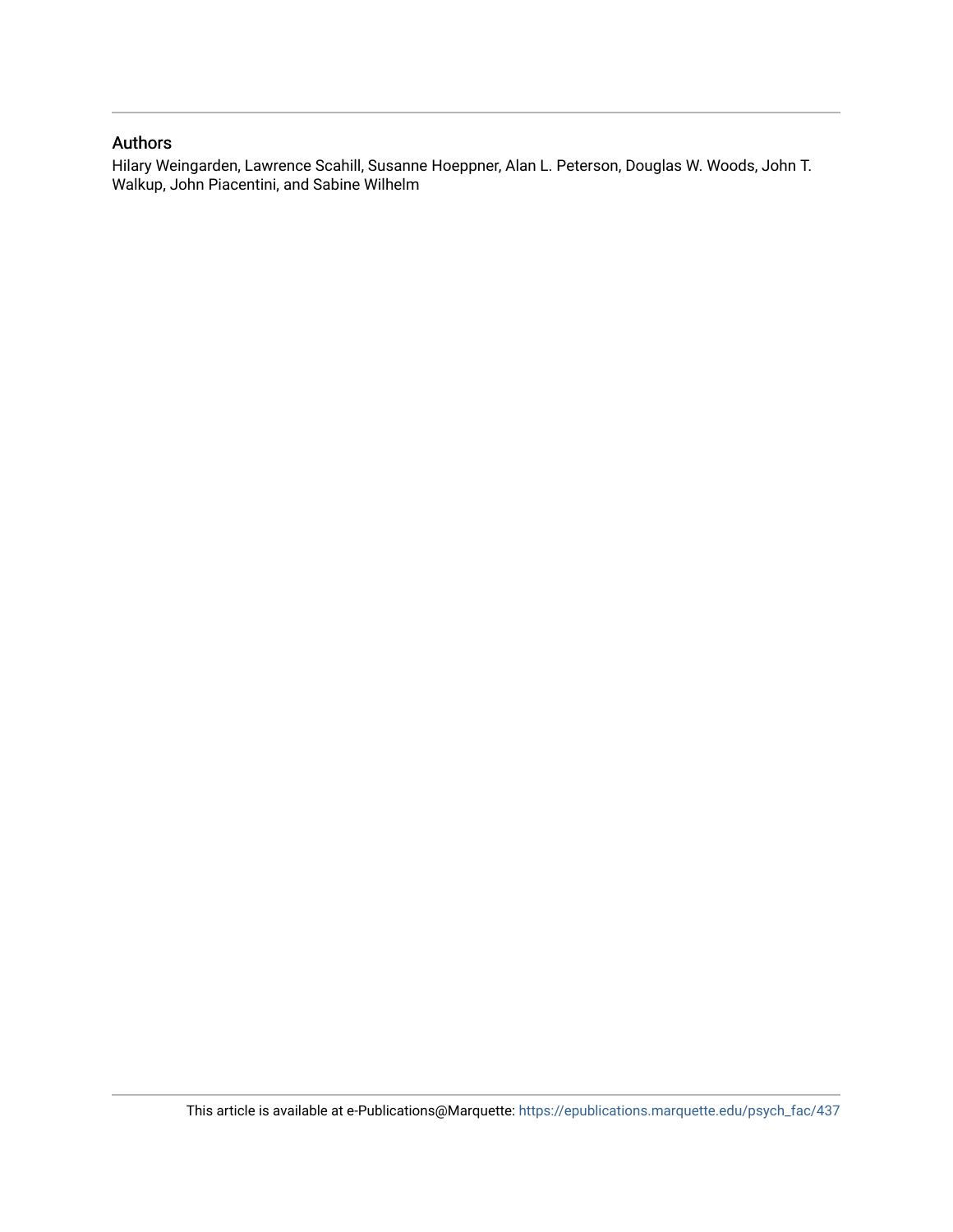## Authors

Hilary Weingarden, Lawrence Scahill, Susanne Hoeppner, Alan L. Peterson, Douglas W. Woods, John T. Walkup, John Piacentini, and Sabine Wilhelm

This article is available at e-Publications@Marquette: https://epublications.marquette.edu/psych_fac/437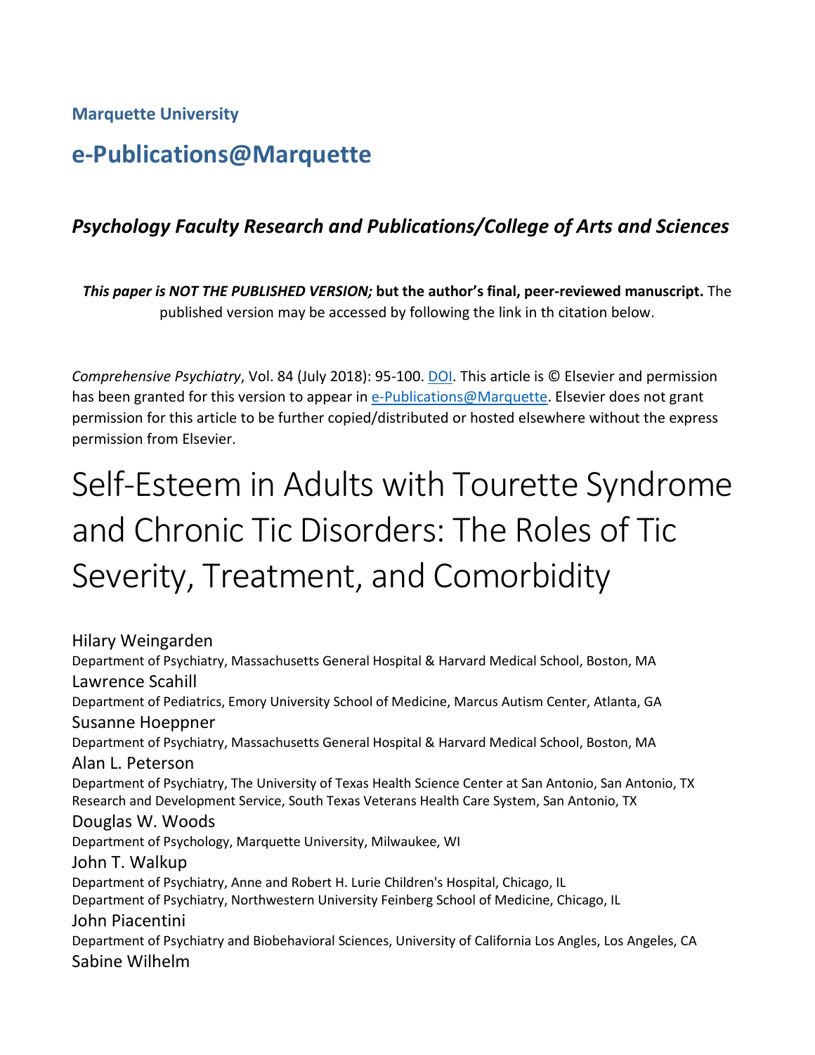Marquette University

# e-Publications@Marquette

## *Psychology Faculty Research and Publications/College of Arts and Sciences*

***This paper is NOT THE PUBLISHED VERSION;* but the author's final, peer-reviewed manuscript.** The published version may be accessed by following the link in th citation below.

*Comprehensive Psychiatry*, Vol. 84 (July 2018): 95-100. DOI. This article is © Elsevier and permission has been granted for this version to appear in e-Publications@Marquette. Elsevier does not grant permission for this article to be further copied/distributed or hosted elsewhere without the express permission from Elsevier.

# Self-Esteem in Adults with Tourette Syndrome and Chronic Tic Disorders: The Roles of Tic Severity, Treatment, and Comorbidity

Hilary Weingarden
Department of Psychiatry, Massachusetts General Hospital & Harvard Medical School, Boston, MA

Lawrence Scahill
Department of Pediatrics, Emory University School of Medicine, Marcus Autism Center, Atlanta, GA

Susanne Hoeppner
Department of Psychiatry, Massachusetts General Hospital & Harvard Medical School, Boston, MA

Alan L. Peterson
Department of Psychiatry, The University of Texas Health Science Center at San Antonio, San Antonio, TX
Research and Development Service, South Texas Veterans Health Care System, San Antonio, TX

Douglas W. Woods
Department of Psychology, Marquette University, Milwaukee, WI

John T. Walkup
Department of Psychiatry, Anne and Robert H. Lurie Children's Hospital, Chicago, IL
Department of Psychiatry, Northwestern University Feinberg School of Medicine, Chicago, IL

John Piacentini
Department of Psychiatry and Biobehavioral Sciences, University of California Los Angles, Los Angeles, CA

Sabine Wilhelm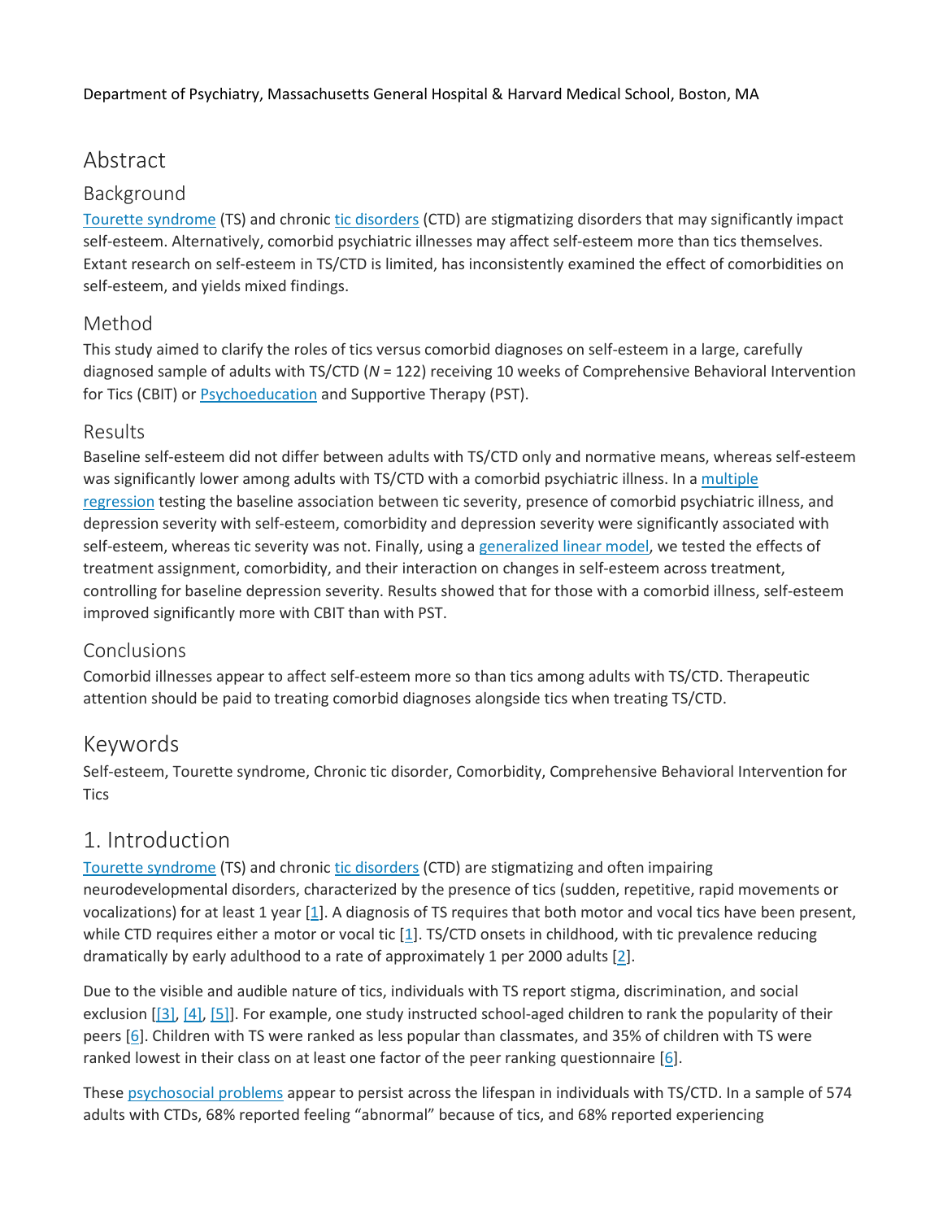Department of Psychiatry, Massachusetts General Hospital & Harvard Medical School, Boston, MA

## Abstract

### Background

Tourette syndrome (TS) and chronic tic disorders (CTD) are stigmatizing disorders that may significantly impact self-esteem. Alternatively, comorbid psychiatric illnesses may affect self-esteem more than tics themselves. Extant research on self-esteem in TS/CTD is limited, has inconsistently examined the effect of comorbidities on self-esteem, and yields mixed findings.

### Method

This study aimed to clarify the roles of tics versus comorbid diagnoses on self-esteem in a large, carefully diagnosed sample of adults with TS/CTD (*N* = 122) receiving 10 weeks of Comprehensive Behavioral Intervention for Tics (CBIT) or Psychoeducation and Supportive Therapy (PST).

### Results

Baseline self-esteem did not differ between adults with TS/CTD only and normative means, whereas self-esteem was significantly lower among adults with TS/CTD with a comorbid psychiatric illness. In a multiple regression testing the baseline association between tic severity, presence of comorbid psychiatric illness, and depression severity with self-esteem, comorbidity and depression severity were significantly associated with self-esteem, whereas tic severity was not. Finally, using a generalized linear model, we tested the effects of treatment assignment, comorbidity, and their interaction on changes in self-esteem across treatment, controlling for baseline depression severity. Results showed that for those with a comorbid illness, self-esteem improved significantly more with CBIT than with PST.

### Conclusions

Comorbid illnesses appear to affect self-esteem more so than tics among adults with TS/CTD. Therapeutic attention should be paid to treating comorbid diagnoses alongside tics when treating TS/CTD.

## Keywords

Self-esteem, Tourette syndrome, Chronic tic disorder, Comorbidity, Comprehensive Behavioral Intervention for Tics

## 1. Introduction

Tourette syndrome (TS) and chronic tic disorders (CTD) are stigmatizing and often impairing neurodevelopmental disorders, characterized by the presence of tics (sudden, repetitive, rapid movements or vocalizations) for at least 1 year [1]. A diagnosis of TS requires that both motor and vocal tics have been present, while CTD requires either a motor or vocal tic [1]. TS/CTD onsets in childhood, with tic prevalence reducing dramatically by early adulthood to a rate of approximately 1 per 2000 adults [2].

Due to the visible and audible nature of tics, individuals with TS report stigma, discrimination, and social exclusion [[3], [4], [5]]. For example, one study instructed school-aged children to rank the popularity of their peers [6]. Children with TS were ranked as less popular than classmates, and 35% of children with TS were ranked lowest in their class on at least one factor of the peer ranking questionnaire [6].

These psychosocial problems appear to persist across the lifespan in individuals with TS/CTD. In a sample of 574 adults with CTDs, 68% reported feeling "abnormal" because of tics, and 68% reported experiencing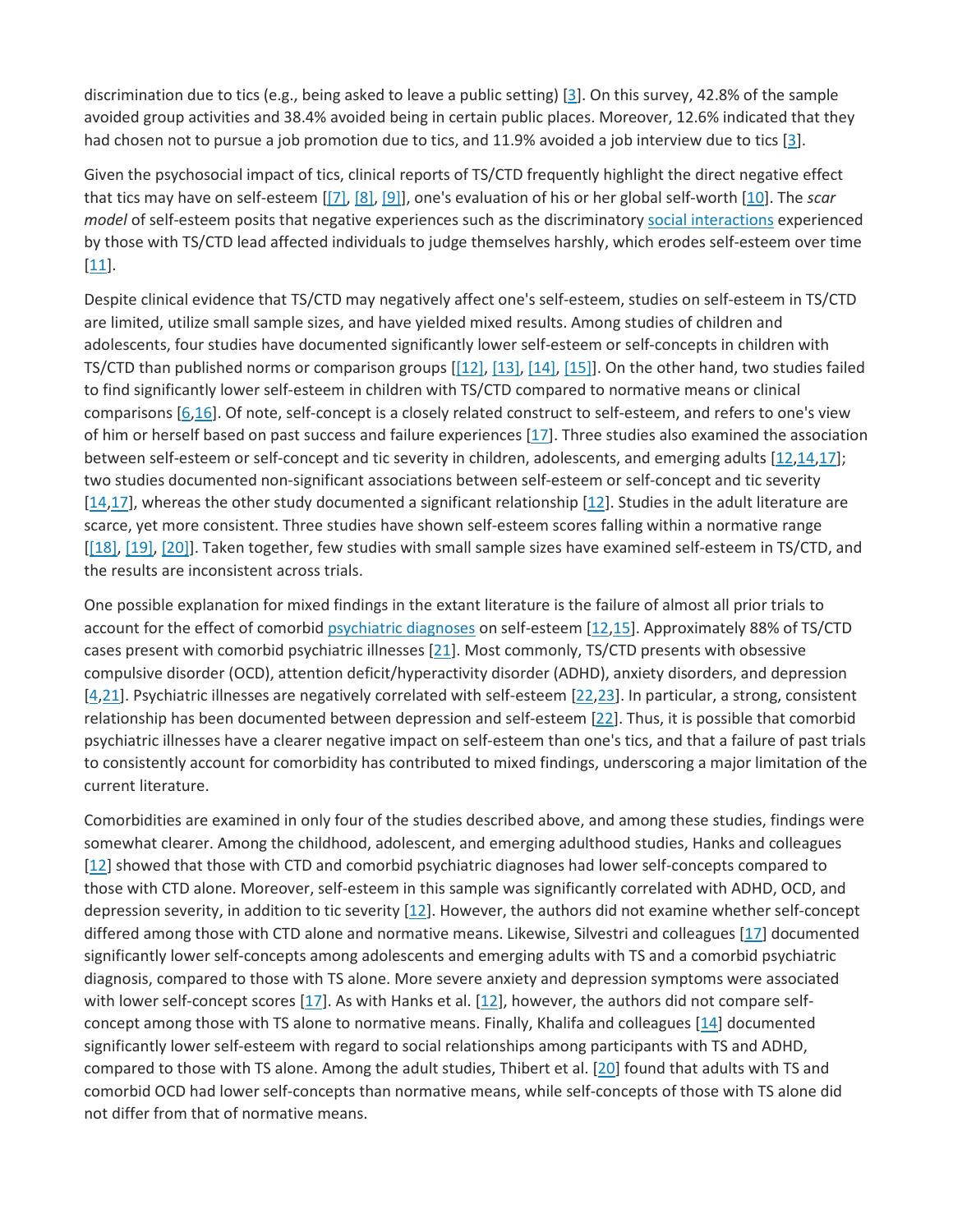discrimination due to tics (e.g., being asked to leave a public setting) [3]. On this survey, 42.8% of the sample avoided group activities and 38.4% avoided being in certain public places. Moreover, 12.6% indicated that they had chosen not to pursue a job promotion due to tics, and 11.9% avoided a job interview due to tics [3].

Given the psychosocial impact of tics, clinical reports of TS/CTD frequently highlight the direct negative effect that tics may have on self-esteem [[7], [8], [9]], one's evaluation of his or her global self-worth [10]. The *scar model* of self-esteem posits that negative experiences such as the discriminatory social interactions experienced by those with TS/CTD lead affected individuals to judge themselves harshly, which erodes self-esteem over time [11].

Despite clinical evidence that TS/CTD may negatively affect one's self-esteem, studies on self-esteem in TS/CTD are limited, utilize small sample sizes, and have yielded mixed results. Among studies of children and adolescents, four studies have documented significantly lower self-esteem or self-concepts in children with TS/CTD than published norms or comparison groups [[12], [13], [14], [15]]. On the other hand, two studies failed to find significantly lower self-esteem in children with TS/CTD compared to normative means or clinical comparisons [6,16]. Of note, self-concept is a closely related construct to self-esteem, and refers to one's view of him or herself based on past success and failure experiences [17]. Three studies also examined the association between self-esteem or self-concept and tic severity in children, adolescents, and emerging adults [12,14,17]; two studies documented non-significant associations between self-esteem or self-concept and tic severity [14,17], whereas the other study documented a significant relationship [12]. Studies in the adult literature are scarce, yet more consistent. Three studies have shown self-esteem scores falling within a normative range [[18], [19], [20]]. Taken together, few studies with small sample sizes have examined self-esteem in TS/CTD, and the results are inconsistent across trials.

One possible explanation for mixed findings in the extant literature is the failure of almost all prior trials to account for the effect of comorbid psychiatric diagnoses on self-esteem [12,15]. Approximately 88% of TS/CTD cases present with comorbid psychiatric illnesses [21]. Most commonly, TS/CTD presents with obsessive compulsive disorder (OCD), attention deficit/hyperactivity disorder (ADHD), anxiety disorders, and depression [4,21]. Psychiatric illnesses are negatively correlated with self-esteem [22,23]. In particular, a strong, consistent relationship has been documented between depression and self-esteem [22]. Thus, it is possible that comorbid psychiatric illnesses have a clearer negative impact on self-esteem than one's tics, and that a failure of past trials to consistently account for comorbidity has contributed to mixed findings, underscoring a major limitation of the current literature.

Comorbidities are examined in only four of the studies described above, and among these studies, findings were somewhat clearer. Among the childhood, adolescent, and emerging adulthood studies, Hanks and colleagues [12] showed that those with CTD and comorbid psychiatric diagnoses had lower self-concepts compared to those with CTD alone. Moreover, self-esteem in this sample was significantly correlated with ADHD, OCD, and depression severity, in addition to tic severity [12]. However, the authors did not examine whether self-concept differed among those with CTD alone and normative means. Likewise, Silvestri and colleagues [17] documented significantly lower self-concepts among adolescents and emerging adults with TS and a comorbid psychiatric diagnosis, compared to those with TS alone. More severe anxiety and depression symptoms were associated with lower self-concept scores [17]. As with Hanks et al. [12], however, the authors did not compare self-concept among those with TS alone to normative means. Finally, Khalifa and colleagues [14] documented significantly lower self-esteem with regard to social relationships among participants with TS and ADHD, compared to those with TS alone. Among the adult studies, Thibert et al. [20] found that adults with TS and comorbid OCD had lower self-concepts than normative means, while self-concepts of those with TS alone did not differ from that of normative means.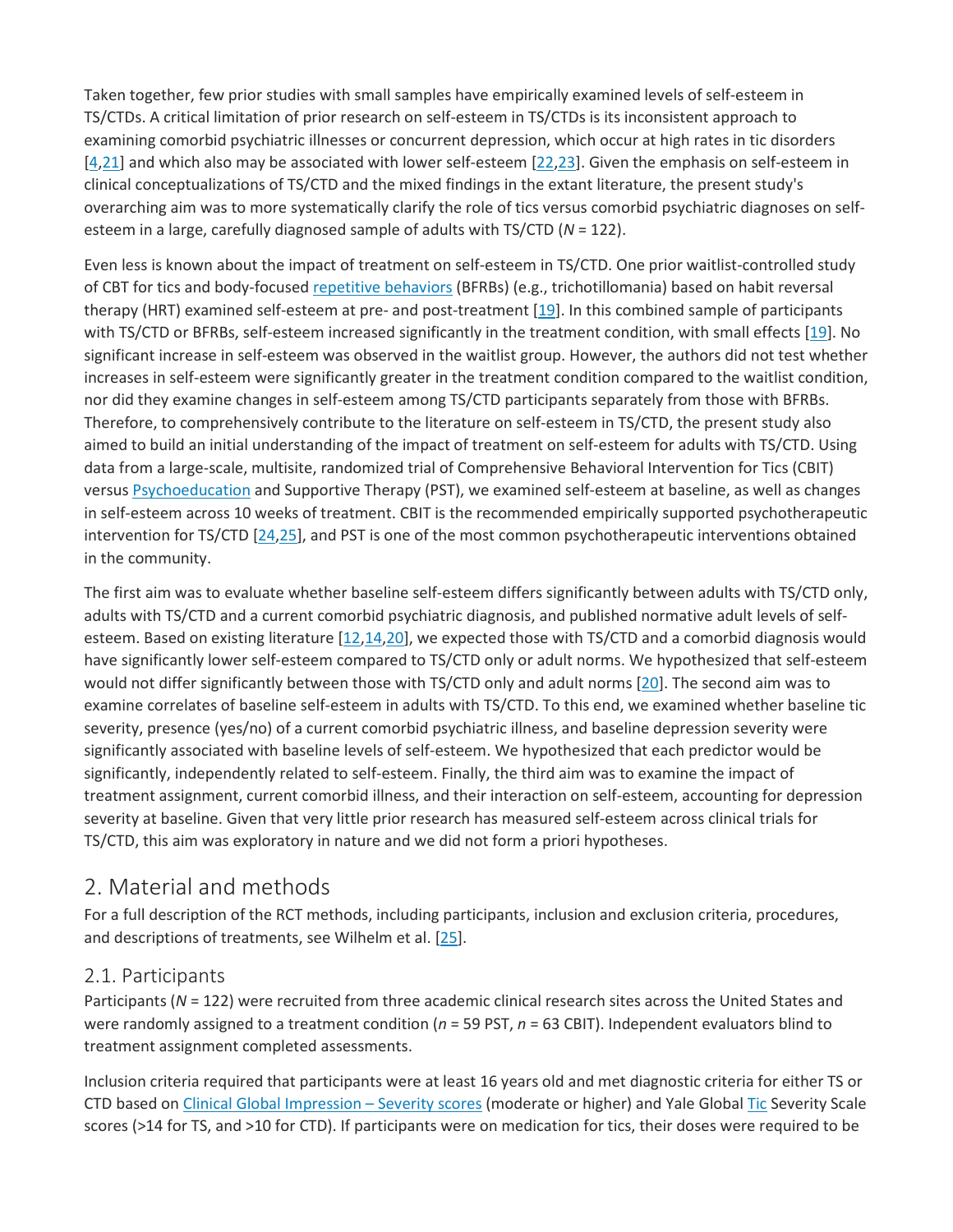Taken together, few prior studies with small samples have empirically examined levels of self-esteem in TS/CTDs. A critical limitation of prior research on self-esteem in TS/CTDs is its inconsistent approach to examining comorbid psychiatric illnesses or concurrent depression, which occur at high rates in tic disorders [4,21] and which also may be associated with lower self-esteem [22,23]. Given the emphasis on self-esteem in clinical conceptualizations of TS/CTD and the mixed findings in the extant literature, the present study's overarching aim was to more systematically clarify the role of tics versus comorbid psychiatric diagnoses on self-esteem in a large, carefully diagnosed sample of adults with TS/CTD (*N* = 122).

Even less is known about the impact of treatment on self-esteem in TS/CTD. One prior waitlist-controlled study of CBT for tics and body-focused repetitive behaviors (BFRBs) (e.g., trichotillomania) based on habit reversal therapy (HRT) examined self-esteem at pre- and post-treatment [19]. In this combined sample of participants with TS/CTD or BFRBs, self-esteem increased significantly in the treatment condition, with small effects [19]. No significant increase in self-esteem was observed in the waitlist group. However, the authors did not test whether increases in self-esteem were significantly greater in the treatment condition compared to the waitlist condition, nor did they examine changes in self-esteem among TS/CTD participants separately from those with BFRBs. Therefore, to comprehensively contribute to the literature on self-esteem in TS/CTD, the present study also aimed to build an initial understanding of the impact of treatment on self-esteem for adults with TS/CTD. Using data from a large-scale, multisite, randomized trial of Comprehensive Behavioral Intervention for Tics (CBIT) versus Psychoeducation and Supportive Therapy (PST), we examined self-esteem at baseline, as well as changes in self-esteem across 10 weeks of treatment. CBIT is the recommended empirically supported psychotherapeutic intervention for TS/CTD [24,25], and PST is one of the most common psychotherapeutic interventions obtained in the community.

The first aim was to evaluate whether baseline self-esteem differs significantly between adults with TS/CTD only, adults with TS/CTD and a current comorbid psychiatric diagnosis, and published normative adult levels of self-esteem. Based on existing literature [12,14,20], we expected those with TS/CTD and a comorbid diagnosis would have significantly lower self-esteem compared to TS/CTD only or adult norms. We hypothesized that self-esteem would not differ significantly between those with TS/CTD only and adult norms [20]. The second aim was to examine correlates of baseline self-esteem in adults with TS/CTD. To this end, we examined whether baseline tic severity, presence (yes/no) of a current comorbid psychiatric illness, and baseline depression severity were significantly associated with baseline levels of self-esteem. We hypothesized that each predictor would be significantly, independently related to self-esteem. Finally, the third aim was to examine the impact of treatment assignment, current comorbid illness, and their interaction on self-esteem, accounting for depression severity at baseline. Given that very little prior research has measured self-esteem across clinical trials for TS/CTD, this aim was exploratory in nature and we did not form a priori hypotheses.

## 2. Material and methods

For a full description of the RCT methods, including participants, inclusion and exclusion criteria, procedures, and descriptions of treatments, see Wilhelm et al. [25].

### 2.1. Participants

Participants (*N* = 122) were recruited from three academic clinical research sites across the United States and were randomly assigned to a treatment condition (*n* = 59 PST, *n* = 63 CBIT). Independent evaluators blind to treatment assignment completed assessments.

Inclusion criteria required that participants were at least 16 years old and met diagnostic criteria for either TS or CTD based on Clinical Global Impression – Severity scores (moderate or higher) and Yale Global Tic Severity Scale scores (>14 for TS, and >10 for CTD). If participants were on medication for tics, their doses were required to be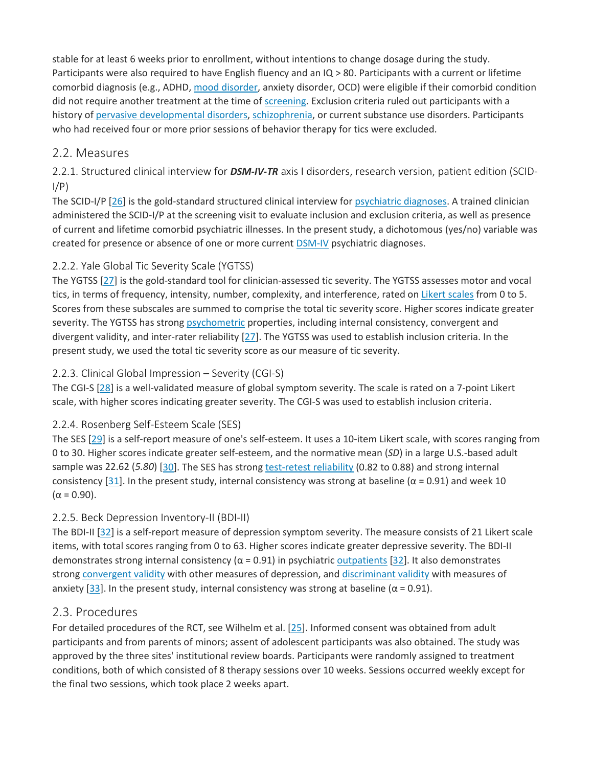stable for at least 6 weeks prior to enrollment, without intentions to change dosage during the study. Participants were also required to have English fluency and an IQ > 80. Participants with a current or lifetime comorbid diagnosis (e.g., ADHD, mood disorder, anxiety disorder, OCD) were eligible if their comorbid condition did not require another treatment at the time of screening. Exclusion criteria ruled out participants with a history of pervasive developmental disorders, schizophrenia, or current substance use disorders. Participants who had received four or more prior sessions of behavior therapy for tics were excluded.

## 2.2. Measures

### 2.2.1. Structured clinical interview for ***DSM-IV-TR*** axis I disorders, research version, patient edition (SCID-I/P)

The SCID-I/P [26] is the gold-standard structured clinical interview for psychiatric diagnoses. A trained clinician administered the SCID-I/P at the screening visit to evaluate inclusion and exclusion criteria, as well as presence of current and lifetime comorbid psychiatric illnesses. In the present study, a dichotomous (yes/no) variable was created for presence or absence of one or more current DSM-IV psychiatric diagnoses.

### 2.2.2. Yale Global Tic Severity Scale (YGTSS)

The YGTSS [27] is the gold-standard tool for clinician-assessed tic severity. The YGTSS assesses motor and vocal tics, in terms of frequency, intensity, number, complexity, and interference, rated on Likert scales from 0 to 5. Scores from these subscales are summed to comprise the total tic severity score. Higher scores indicate greater severity. The YGTSS has strong psychometric properties, including internal consistency, convergent and divergent validity, and inter-rater reliability [27]. The YGTSS was used to establish inclusion criteria. In the present study, we used the total tic severity score as our measure of tic severity.

### 2.2.3. Clinical Global Impression – Severity (CGI-S)

The CGI-S [28] is a well-validated measure of global symptom severity. The scale is rated on a 7-point Likert scale, with higher scores indicating greater severity. The CGI-S was used to establish inclusion criteria.

### 2.2.4. Rosenberg Self-Esteem Scale (SES)

The SES [29] is a self-report measure of one's self-esteem. It uses a 10-item Likert scale, with scores ranging from 0 to 30. Higher scores indicate greater self-esteem, and the normative mean (*SD*) in a large U.S.-based adult sample was 22.62 (*5.80*) [30]. The SES has strong test-retest reliability (0.82 to 0.88) and strong internal consistency [31]. In the present study, internal consistency was strong at baseline (α = 0.91) and week 10 (α = 0.90).

### 2.2.5. Beck Depression Inventory-II (BDI-II)

The BDI-II [32] is a self-report measure of depression symptom severity. The measure consists of 21 Likert scale items, with total scores ranging from 0 to 63. Higher scores indicate greater depressive severity. The BDI-II demonstrates strong internal consistency (α = 0.91) in psychiatric outpatients [32]. It also demonstrates strong convergent validity with other measures of depression, and discriminant validity with measures of anxiety [33]. In the present study, internal consistency was strong at baseline (α = 0.91).

## 2.3. Procedures

For detailed procedures of the RCT, see Wilhelm et al. [25]. Informed consent was obtained from adult participants and from parents of minors; assent of adolescent participants was also obtained. The study was approved by the three sites' institutional review boards. Participants were randomly assigned to treatment conditions, both of which consisted of 8 therapy sessions over 10 weeks. Sessions occurred weekly except for the final two sessions, which took place 2 weeks apart.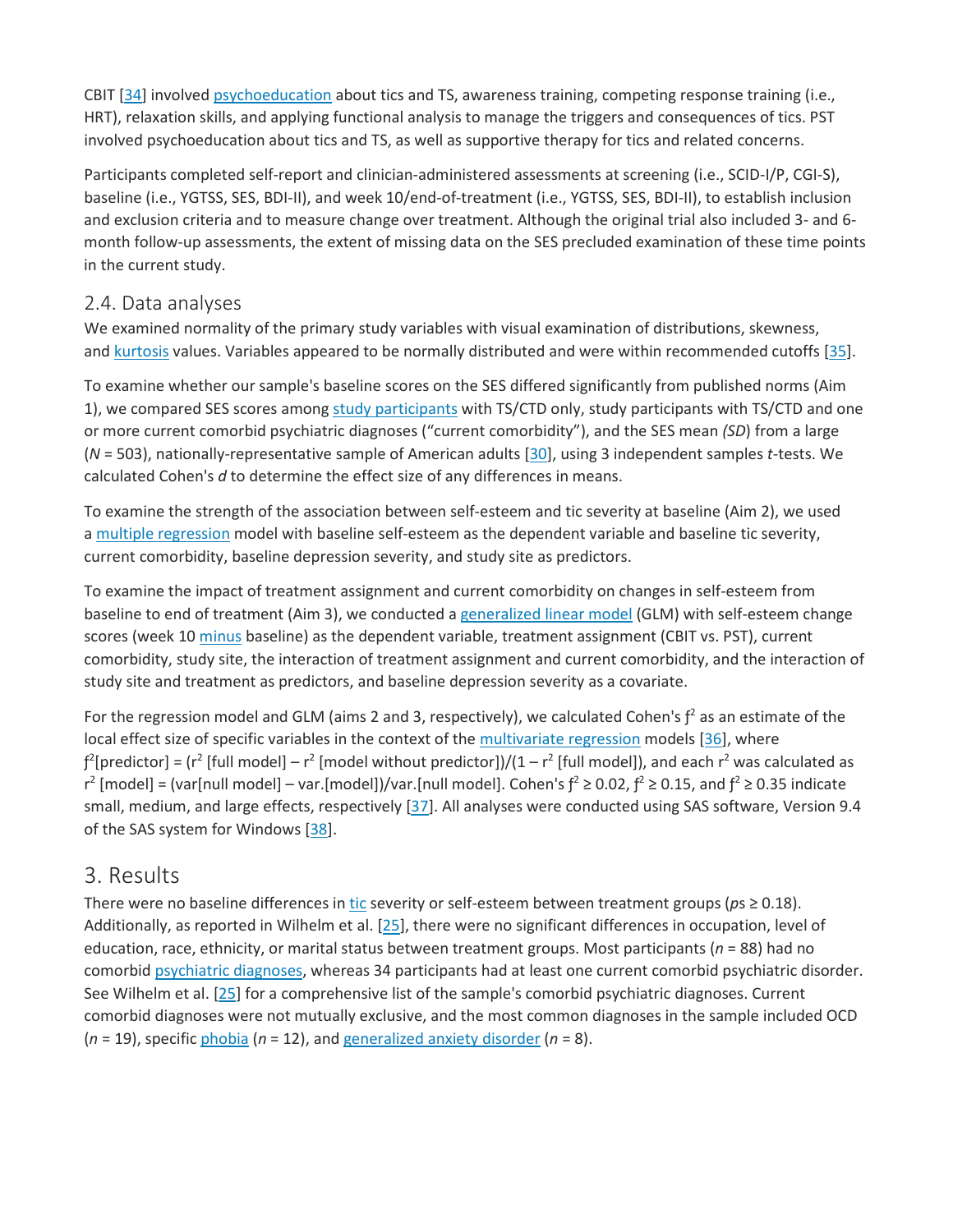CBIT [34] involved psychoeducation about tics and TS, awareness training, competing response training (i.e., HRT), relaxation skills, and applying functional analysis to manage the triggers and consequences of tics. PST involved psychoeducation about tics and TS, as well as supportive therapy for tics and related concerns.

Participants completed self-report and clinician-administered assessments at screening (i.e., SCID-I/P, CGI-S), baseline (i.e., YGTSS, SES, BDI-II), and week 10/end-of-treatment (i.e., YGTSS, SES, BDI-II), to establish inclusion and exclusion criteria and to measure change over treatment. Although the original trial also included 3- and 6-month follow-up assessments, the extent of missing data on the SES precluded examination of these time points in the current study.

## 2.4. Data analyses

We examined normality of the primary study variables with visual examination of distributions, skewness, and kurtosis values. Variables appeared to be normally distributed and were within recommended cutoffs [35].

To examine whether our sample's baseline scores on the SES differed significantly from published norms (Aim 1), we compared SES scores among study participants with TS/CTD only, study participants with TS/CTD and one or more current comorbid psychiatric diagnoses ("current comorbidity"), and the SES mean *(SD)* from a large ($N = 503$), nationally-representative sample of American adults [30], using 3 independent samples *t*-tests. We calculated Cohen's *d* to determine the effect size of any differences in means.

To examine the strength of the association between self-esteem and tic severity at baseline (Aim 2), we used a multiple regression model with baseline self-esteem as the dependent variable and baseline tic severity, current comorbidity, baseline depression severity, and study site as predictors.

To examine the impact of treatment assignment and current comorbidity on changes in self-esteem from baseline to end of treatment (Aim 3), we conducted a generalized linear model (GLM) with self-esteem change scores (week 10 minus baseline) as the dependent variable, treatment assignment (CBIT vs. PST), current comorbidity, study site, the interaction of treatment assignment and current comorbidity, and the interaction of study site and treatment as predictors, and baseline depression severity as a covariate.

For the regression model and GLM (aims 2 and 3, respectively), we calculated Cohen's $f^2$ as an estimate of the local effect size of specific variables in the context of the multivariate regression models [36], where $f^2$[predictor] = ($r^2$ [full model] – $r^2$ [model without predictor])/(1 – $r^2$ [full model]), and each $r^2$ was calculated as $r^2$ [model] = (var[null model] – var.[model])/var.[null model]. Cohen's $f^2 \geq 0.02$, $f^2 \geq 0.15$, and $f^2 \geq 0.35$ indicate small, medium, and large effects, respectively [37]. All analyses were conducted using SAS software, Version 9.4 of the SAS system for Windows [38].

# 3. Results

There were no baseline differences in tic severity or self-esteem between treatment groups (*p*s ≥ 0.18). Additionally, as reported in Wilhelm et al. [25], there were no significant differences in occupation, level of education, race, ethnicity, or marital status between treatment groups. Most participants ($n = 88$) had no comorbid psychiatric diagnoses, whereas 34 participants had at least one current comorbid psychiatric disorder. See Wilhelm et al. [25] for a comprehensive list of the sample's comorbid psychiatric diagnoses. Current comorbid diagnoses were not mutually exclusive, and the most common diagnoses in the sample included OCD ($n = 19$), specific phobia ($n = 12$), and generalized anxiety disorder ($n = 8$).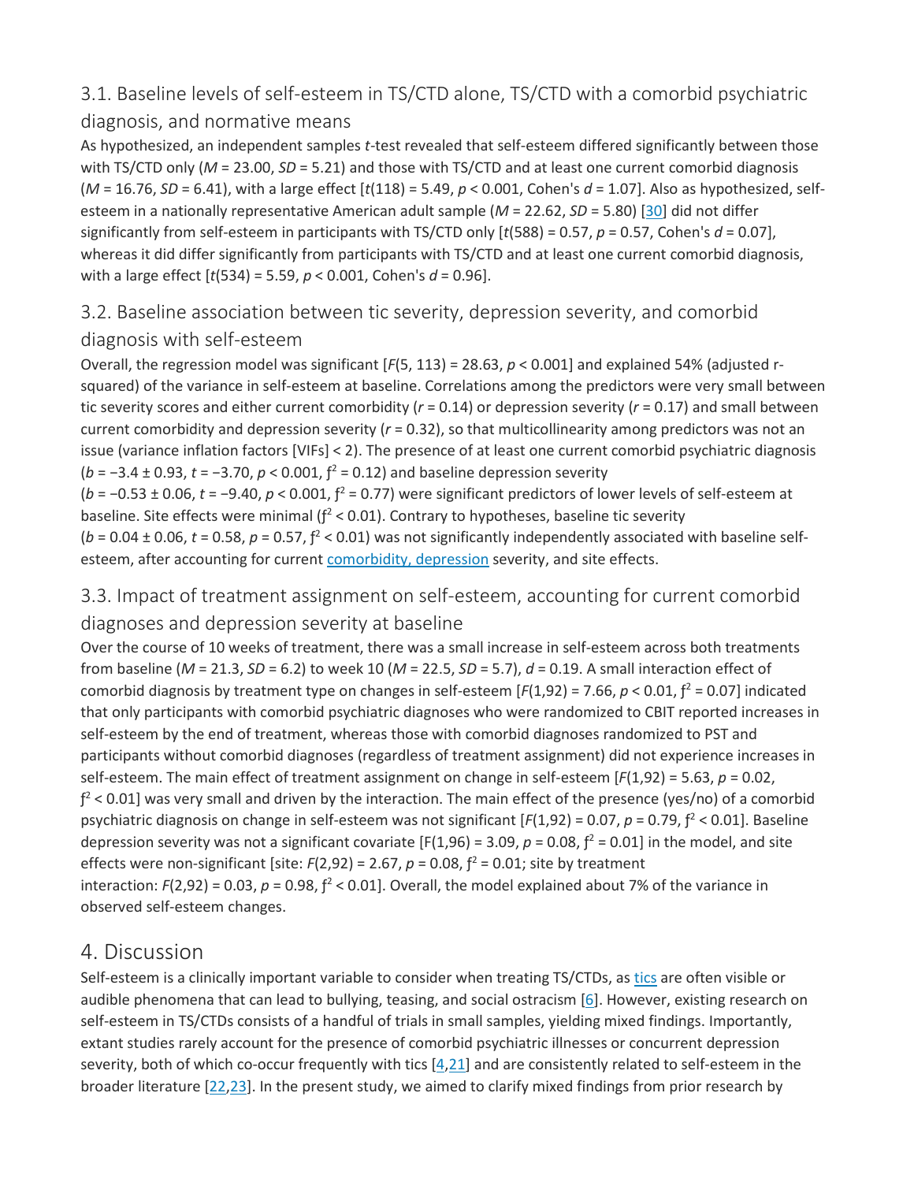### 3.1. Baseline levels of self-esteem in TS/CTD alone, TS/CTD with a comorbid psychiatric diagnosis, and normative means

As hypothesized, an independent samples *t*-test revealed that self-esteem differed significantly between those with TS/CTD only ($M = 23.00$, $SD = 5.21$) and those with TS/CTD and at least one current comorbid diagnosis ($M = 16.76$, $SD = 6.41$), with a large effect [$t(118) = 5.49$, $p < 0.001$, Cohen's $d = 1.07$]. Also as hypothesized, self-esteem in a nationally representative American adult sample ($M = 22.62$, $SD = 5.80$) [30] did not differ significantly from self-esteem in participants with TS/CTD only [$t(588) = 0.57$, $p = 0.57$, Cohen's $d = 0.07$], whereas it did differ significantly from participants with TS/CTD and at least one current comorbid diagnosis, with a large effect [$t(534) = 5.59$, $p < 0.001$, Cohen's $d = 0.96$].

### 3.2. Baseline association between tic severity, depression severity, and comorbid diagnosis with self-esteem

Overall, the regression model was significant [$F(5, 113) = 28.63$, $p < 0.001$] and explained 54% (adjusted r-squared) of the variance in self-esteem at baseline. Correlations among the predictors were very small between tic severity scores and either current comorbidity ($r = 0.14$) or depression severity ($r = 0.17$) and small between current comorbidity and depression severity ($r = 0.32$), so that multicollinearity among predictors was not an issue (variance inflation factors [VIFs] < 2). The presence of at least one current comorbid psychiatric diagnosis ($b = -3.4 \pm 0.93$, $t = -3.70$, $p < 0.001$, $f^2 = 0.12$) and baseline depression severity ($b = -0.53 \pm 0.06$, $t = -9.40$, $p < 0.001$, $f^2 = 0.77$) were significant predictors of lower levels of self-esteem at baseline. Site effects were minimal ($f^2 < 0.01$). Contrary to hypotheses, baseline tic severity ($b = 0.04 \pm 0.06$, $t = 0.58$, $p = 0.57$, $f^2 < 0.01$) was not significantly independently associated with baseline self-esteem, after accounting for current comorbidity, depression severity, and site effects.

### 3.3. Impact of treatment assignment on self-esteem, accounting for current comorbid diagnoses and depression severity at baseline

Over the course of 10 weeks of treatment, there was a small increase in self-esteem across both treatments from baseline ($M = 21.3$, $SD = 6.2$) to week 10 ($M = 22.5$, $SD = 5.7$), $d = 0.19$. A small interaction effect of comorbid diagnosis by treatment type on changes in self-esteem [$F(1,92) = 7.66$, $p < 0.01$, $f^2 = 0.07$] indicated that only participants with comorbid psychiatric diagnoses who were randomized to CBIT reported increases in self-esteem by the end of treatment, whereas those with comorbid diagnoses randomized to PST and participants without comorbid diagnoses (regardless of treatment assignment) did not experience increases in self-esteem. The main effect of treatment assignment on change in self-esteem [$F(1,92) = 5.63$, $p = 0.02$, $f^2 < 0.01$] was very small and driven by the interaction. The main effect of the presence (yes/no) of a comorbid psychiatric diagnosis on change in self-esteem was not significant [$F(1,92) = 0.07$, $p = 0.79$, $f^2 < 0.01$]. Baseline depression severity was not a significant covariate [$F(1,96) = 3.09$, $p = 0.08$, $f^2 = 0.01$] in the model, and site effects were non-significant [site: $F(2,92) = 2.67$, $p = 0.08$, $f^2 = 0.01$; site by treatment interaction: $F(2,92) = 0.03$, $p = 0.98$, $f^2 < 0.01$]. Overall, the model explained about 7% of the variance in observed self-esteem changes.

## 4. Discussion

Self-esteem is a clinically important variable to consider when treating TS/CTDs, as tics are often visible or audible phenomena that can lead to bullying, teasing, and social ostracism [6]. However, existing research on self-esteem in TS/CTDs consists of a handful of trials in small samples, yielding mixed findings. Importantly, extant studies rarely account for the presence of comorbid psychiatric illnesses or concurrent depression severity, both of which co-occur frequently with tics [4,21] and are consistently related to self-esteem in the broader literature [22,23]. In the present study, we aimed to clarify mixed findings from prior research by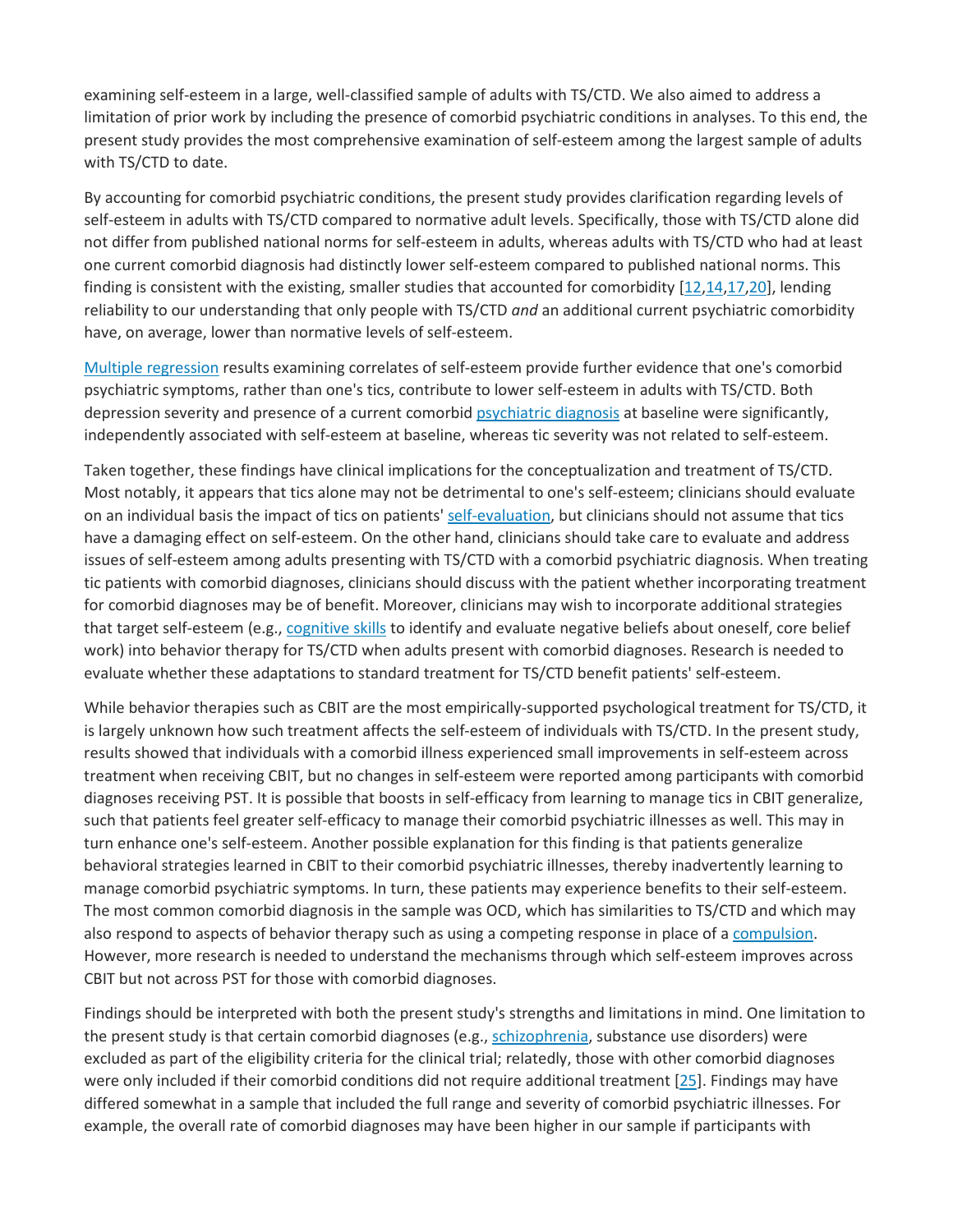examining self-esteem in a large, well-classified sample of adults with TS/CTD. We also aimed to address a limitation of prior work by including the presence of comorbid psychiatric conditions in analyses. To this end, the present study provides the most comprehensive examination of self-esteem among the largest sample of adults with TS/CTD to date.

By accounting for comorbid psychiatric conditions, the present study provides clarification regarding levels of self-esteem in adults with TS/CTD compared to normative adult levels. Specifically, those with TS/CTD alone did not differ from published national norms for self-esteem in adults, whereas adults with TS/CTD who had at least one current comorbid diagnosis had distinctly lower self-esteem compared to published national norms. This finding is consistent with the existing, smaller studies that accounted for comorbidity [12,14,17,20], lending reliability to our understanding that only people with TS/CTD *and* an additional current psychiatric comorbidity have, on average, lower than normative levels of self-esteem.

Multiple regression results examining correlates of self-esteem provide further evidence that one's comorbid psychiatric symptoms, rather than one's tics, contribute to lower self-esteem in adults with TS/CTD. Both depression severity and presence of a current comorbid psychiatric diagnosis at baseline were significantly, independently associated with self-esteem at baseline, whereas tic severity was not related to self-esteem.

Taken together, these findings have clinical implications for the conceptualization and treatment of TS/CTD. Most notably, it appears that tics alone may not be detrimental to one's self-esteem; clinicians should evaluate on an individual basis the impact of tics on patients' self-evaluation, but clinicians should not assume that tics have a damaging effect on self-esteem. On the other hand, clinicians should take care to evaluate and address issues of self-esteem among adults presenting with TS/CTD with a comorbid psychiatric diagnosis. When treating tic patients with comorbid diagnoses, clinicians should discuss with the patient whether incorporating treatment for comorbid diagnoses may be of benefit. Moreover, clinicians may wish to incorporate additional strategies that target self-esteem (e.g., cognitive skills to identify and evaluate negative beliefs about oneself, core belief work) into behavior therapy for TS/CTD when adults present with comorbid diagnoses. Research is needed to evaluate whether these adaptations to standard treatment for TS/CTD benefit patients' self-esteem.

While behavior therapies such as CBIT are the most empirically-supported psychological treatment for TS/CTD, it is largely unknown how such treatment affects the self-esteem of individuals with TS/CTD. In the present study, results showed that individuals with a comorbid illness experienced small improvements in self-esteem across treatment when receiving CBIT, but no changes in self-esteem were reported among participants with comorbid diagnoses receiving PST. It is possible that boosts in self-efficacy from learning to manage tics in CBIT generalize, such that patients feel greater self-efficacy to manage their comorbid psychiatric illnesses as well. This may in turn enhance one's self-esteem. Another possible explanation for this finding is that patients generalize behavioral strategies learned in CBIT to their comorbid psychiatric illnesses, thereby inadvertently learning to manage comorbid psychiatric symptoms. In turn, these patients may experience benefits to their self-esteem. The most common comorbid diagnosis in the sample was OCD, which has similarities to TS/CTD and which may also respond to aspects of behavior therapy such as using a competing response in place of a compulsion. However, more research is needed to understand the mechanisms through which self-esteem improves across CBIT but not across PST for those with comorbid diagnoses.

Findings should be interpreted with both the present study's strengths and limitations in mind. One limitation to the present study is that certain comorbid diagnoses (e.g., schizophrenia, substance use disorders) were excluded as part of the eligibility criteria for the clinical trial; relatedly, those with other comorbid diagnoses were only included if their comorbid conditions did not require additional treatment [25]. Findings may have differed somewhat in a sample that included the full range and severity of comorbid psychiatric illnesses. For example, the overall rate of comorbid diagnoses may have been higher in our sample if participants with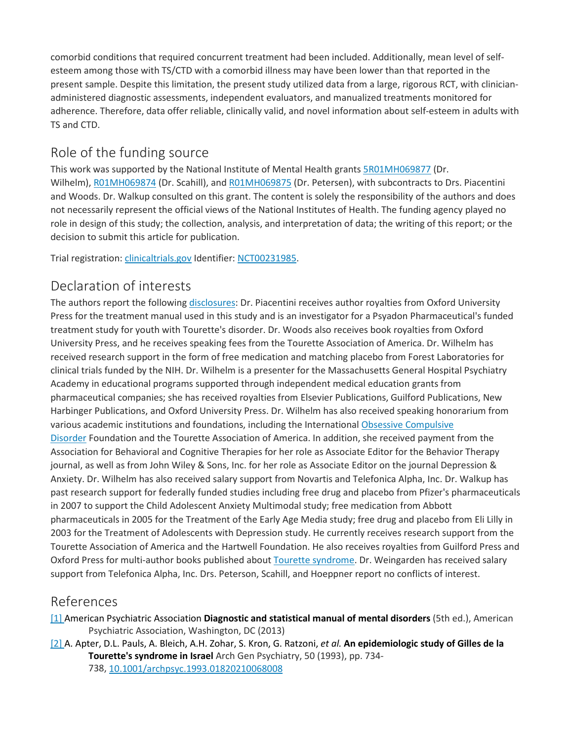comorbid conditions that required concurrent treatment had been included. Additionally, mean level of self-esteem among those with TS/CTD with a comorbid illness may have been lower than that reported in the present sample. Despite this limitation, the present study utilized data from a large, rigorous RCT, with clinician-administered diagnostic assessments, independent evaluators, and manualized treatments monitored for adherence. Therefore, data offer reliable, clinically valid, and novel information about self-esteem in adults with TS and CTD.

## Role of the funding source

This work was supported by the National Institute of Mental Health grants 5R01MH069877 (Dr. Wilhelm), R01MH069874 (Dr. Scahill), and R01MH069875 (Dr. Petersen), with subcontracts to Drs. Piacentini and Woods. Dr. Walkup consulted on this grant. The content is solely the responsibility of the authors and does not necessarily represent the official views of the National Institutes of Health. The funding agency played no role in design of this study; the collection, analysis, and interpretation of data; the writing of this report; or the decision to submit this article for publication.

Trial registration: clinicaltrials.gov Identifier: NCT00231985.

## Declaration of interests

The authors report the following disclosures: Dr. Piacentini receives author royalties from Oxford University Press for the treatment manual used in this study and is an investigator for a Psyadon Pharmaceutical's funded treatment study for youth with Tourette's disorder. Dr. Woods also receives book royalties from Oxford University Press, and he receives speaking fees from the Tourette Association of America. Dr. Wilhelm has received research support in the form of free medication and matching placebo from Forest Laboratories for clinical trials funded by the NIH. Dr. Wilhelm is a presenter for the Massachusetts General Hospital Psychiatry Academy in educational programs supported through independent medical education grants from pharmaceutical companies; she has received royalties from Elsevier Publications, Guilford Publications, New Harbinger Publications, and Oxford University Press. Dr. Wilhelm has also received speaking honorarium from various academic institutions and foundations, including the International Obsessive Compulsive Disorder Foundation and the Tourette Association of America. In addition, she received payment from the Association for Behavioral and Cognitive Therapies for her role as Associate Editor for the Behavior Therapy journal, as well as from John Wiley & Sons, Inc. for her role as Associate Editor on the journal Depression & Anxiety. Dr. Wilhelm has also received salary support from Novartis and Telefonica Alpha, Inc. Dr. Walkup has past research support for federally funded studies including free drug and placebo from Pfizer's pharmaceuticals in 2007 to support the Child Adolescent Anxiety Multimodal study; free medication from Abbott pharmaceuticals in 2005 for the Treatment of the Early Age Media study; free drug and placebo from Eli Lilly in 2003 for the Treatment of Adolescents with Depression study. He currently receives research support from the Tourette Association of America and the Hartwell Foundation. He also receives royalties from Guilford Press and Oxford Press for multi-author books published about Tourette syndrome. Dr. Weingarden has received salary support from Telefonica Alpha, Inc. Drs. Peterson, Scahill, and Hoeppner report no conflicts of interest.

## References

[1] American Psychiatric Association **Diagnostic and statistical manual of mental disorders** (5th ed.), American Psychiatric Association, Washington, DC (2013)

[2] A. Apter, D.L. Pauls, A. Bleich, A.H. Zohar, S. Kron, G. Ratzoni, *et al.* **An epidemiologic study of Gilles de la Tourette's syndrome in Israel** Arch Gen Psychiatry, 50 (1993), pp. 734-738, 10.1001/archpsyc.1993.01820210068008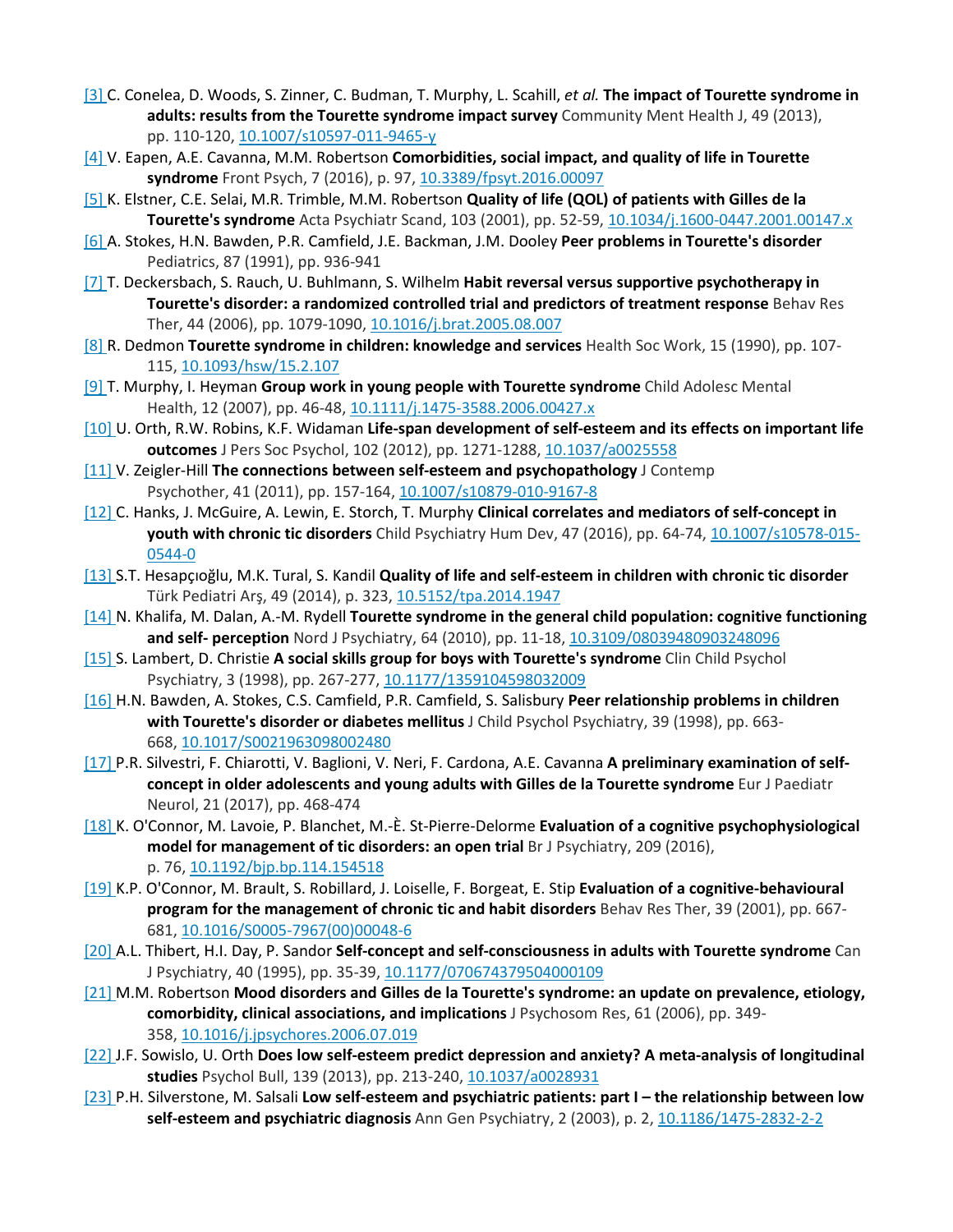[3] C. Conelea, D. Woods, S. Zinner, C. Budman, T. Murphy, L. Scahill, *et al.* **The impact of Tourette syndrome in adults: results from the Tourette syndrome impact survey** Community Ment Health J, 49 (2013), pp. 110-120, 10.1007/s10597-011-9465-y

[4] V. Eapen, A.E. Cavanna, M.M. Robertson **Comorbidities, social impact, and quality of life in Tourette syndrome** Front Psych, 7 (2016), p. 97, 10.3389/fpsyt.2016.00097

[5] K. Elstner, C.E. Selai, M.R. Trimble, M.M. Robertson **Quality of life (QOL) of patients with Gilles de la Tourette's syndrome** Acta Psychiatr Scand, 103 (2001), pp. 52-59, 10.1034/j.1600-0447.2001.00147.x

[6] A. Stokes, H.N. Bawden, P.R. Camfield, J.E. Backman, J.M. Dooley **Peer problems in Tourette's disorder** Pediatrics, 87 (1991), pp. 936-941

[7] T. Deckersbach, S. Rauch, U. Buhlmann, S. Wilhelm **Habit reversal versus supportive psychotherapy in Tourette's disorder: a randomized controlled trial and predictors of treatment response** Behav Res Ther, 44 (2006), pp. 1079-1090, 10.1016/j.brat.2005.08.007

[8] R. Dedmon **Tourette syndrome in children: knowledge and services** Health Soc Work, 15 (1990), pp. 107-115, 10.1093/hsw/15.2.107

[9] T. Murphy, I. Heyman **Group work in young people with Tourette syndrome** Child Adolesc Mental Health, 12 (2007), pp. 46-48, 10.1111/j.1475-3588.2006.00427.x

[10] U. Orth, R.W. Robins, K.F. Widaman **Life-span development of self-esteem and its effects on important life outcomes** J Pers Soc Psychol, 102 (2012), pp. 1271-1288, 10.1037/a0025558

[11] V. Zeigler-Hill **The connections between self-esteem and psychopathology** J Contemp Psychother, 41 (2011), pp. 157-164, 10.1007/s10879-010-9167-8

[12] C. Hanks, J. McGuire, A. Lewin, E. Storch, T. Murphy **Clinical correlates and mediators of self-concept in youth with chronic tic disorders** Child Psychiatry Hum Dev, 47 (2016), pp. 64-74, 10.1007/s10578-015-0544-0

[13] S.T. Hesapçıoğlu, M.K. Tural, S. Kandil **Quality of life and self-esteem in children with chronic tic disorder** Türk Pediatri Arş, 49 (2014), p. 323, 10.5152/tpa.2014.1947

[14] N. Khalifa, M. Dalan, A.-M. Rydell **Tourette syndrome in the general child population: cognitive functioning and self- perception** Nord J Psychiatry, 64 (2010), pp. 11-18, 10.3109/08039480903248096

[15] S. Lambert, D. Christie **A social skills group for boys with Tourette's syndrome** Clin Child Psychol Psychiatry, 3 (1998), pp. 267-277, 10.1177/1359104598032009

[16] H.N. Bawden, A. Stokes, C.S. Camfield, P.R. Camfield, S. Salisbury **Peer relationship problems in children with Tourette's disorder or diabetes mellitus** J Child Psychol Psychiatry, 39 (1998), pp. 663-668, 10.1017/S0021963098002480

[17] P.R. Silvestri, F. Chiarotti, V. Baglioni, V. Neri, F. Cardona, A.E. Cavanna **A preliminary examination of self-concept in older adolescents and young adults with Gilles de la Tourette syndrome** Eur J Paediatr Neurol, 21 (2017), pp. 468-474

[18] K. O'Connor, M. Lavoie, P. Blanchet, M.-È. St-Pierre-Delorme **Evaluation of a cognitive psychophysiological model for management of tic disorders: an open trial** Br J Psychiatry, 209 (2016), p. 76, 10.1192/bjp.bp.114.154518

[19] K.P. O'Connor, M. Brault, S. Robillard, J. Loiselle, F. Borgeat, E. Stip **Evaluation of a cognitive-behavioural program for the management of chronic tic and habit disorders** Behav Res Ther, 39 (2001), pp. 667-681, 10.1016/S0005-7967(00)00048-6

[20] A.L. Thibert, H.I. Day, P. Sandor **Self-concept and self-consciousness in adults with Tourette syndrome** Can J Psychiatry, 40 (1995), pp. 35-39, 10.1177/070674379504000109

[21] M.M. Robertson **Mood disorders and Gilles de la Tourette's syndrome: an update on prevalence, etiology, comorbidity, clinical associations, and implications** J Psychosom Res, 61 (2006), pp. 349-358, 10.1016/j.jpsychores.2006.07.019

[22] J.F. Sowislo, U. Orth **Does low self-esteem predict depression and anxiety? A meta-analysis of longitudinal studies** Psychol Bull, 139 (2013), pp. 213-240, 10.1037/a0028931

[23] P.H. Silverstone, M. Salsali **Low self-esteem and psychiatric patients: part I – the relationship between low self-esteem and psychiatric diagnosis** Ann Gen Psychiatry, 2 (2003), p. 2, 10.1186/1475-2832-2-2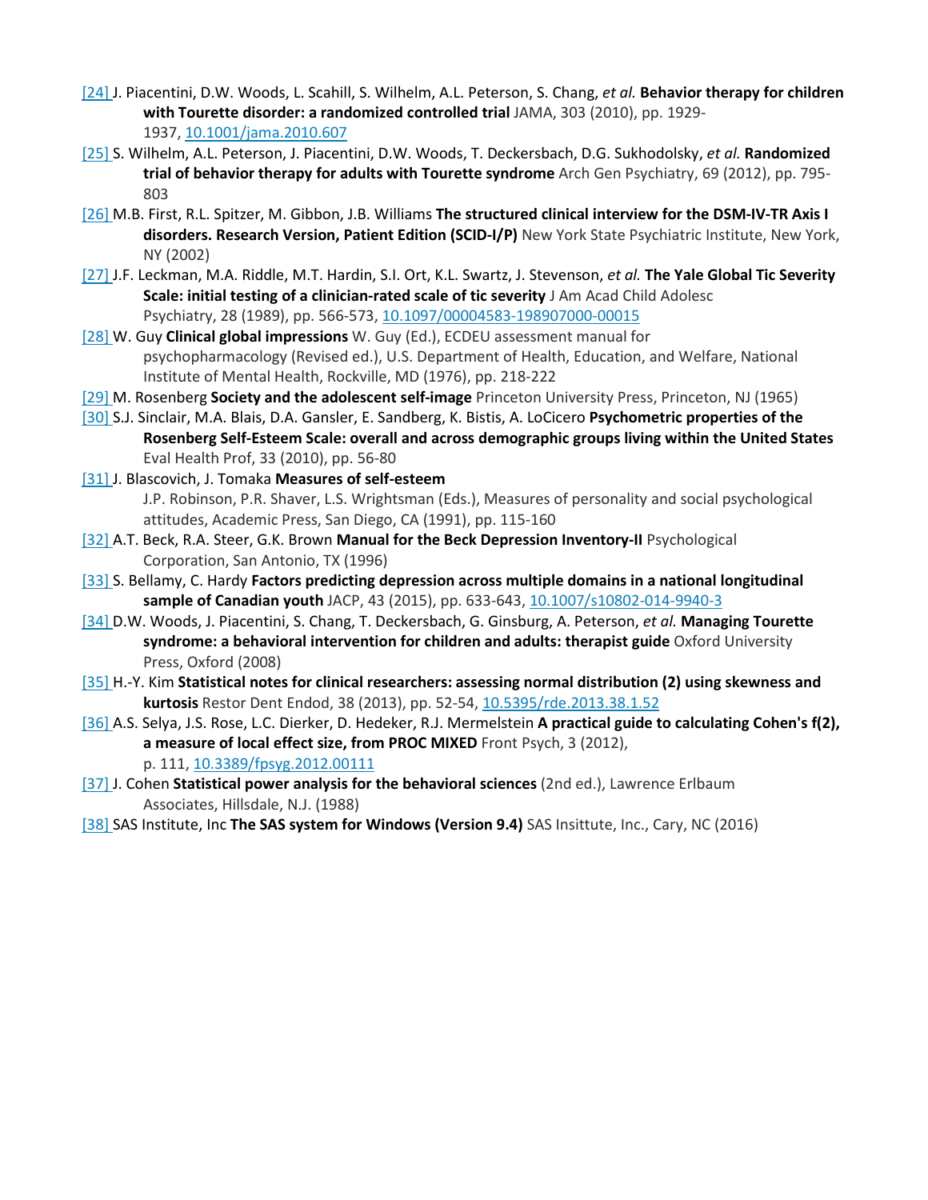[24] J. Piacentini, D.W. Woods, L. Scahill, S. Wilhelm, A.L. Peterson, S. Chang, *et al.* **Behavior therapy for children with Tourette disorder: a randomized controlled trial** JAMA, 303 (2010), pp. 1929-1937, 10.1001/jama.2010.607

[25] S. Wilhelm, A.L. Peterson, J. Piacentini, D.W. Woods, T. Deckersbach, D.G. Sukhodolsky, *et al.* **Randomized trial of behavior therapy for adults with Tourette syndrome** Arch Gen Psychiatry, 69 (2012), pp. 795-803

[26] M.B. First, R.L. Spitzer, M. Gibbon, J.B. Williams **The structured clinical interview for the DSM-IV-TR Axis I disorders. Research Version, Patient Edition (SCID-I/P)** New York State Psychiatric Institute, New York, NY (2002)

[27] J.F. Leckman, M.A. Riddle, M.T. Hardin, S.I. Ort, K.L. Swartz, J. Stevenson, *et al.* **The Yale Global Tic Severity Scale: initial testing of a clinician-rated scale of tic severity** J Am Acad Child Adolesc Psychiatry, 28 (1989), pp. 566-573, 10.1097/00004583-198907000-00015

[28] W. Guy **Clinical global impressions** W. Guy (Ed.), ECDEU assessment manual for psychopharmacology (Revised ed.), U.S. Department of Health, Education, and Welfare, National Institute of Mental Health, Rockville, MD (1976), pp. 218-222

[29] M. Rosenberg **Society and the adolescent self-image** Princeton University Press, Princeton, NJ (1965)

[30] S.J. Sinclair, M.A. Blais, D.A. Gansler, E. Sandberg, K. Bistis, A. LoCicero **Psychometric properties of the Rosenberg Self-Esteem Scale: overall and across demographic groups living within the United States** Eval Health Prof, 33 (2010), pp. 56-80

[31] J. Blascovich, J. Tomaka **Measures of self-esteem** J.P. Robinson, P.R. Shaver, L.S. Wrightsman (Eds.), Measures of personality and social psychological attitudes, Academic Press, San Diego, CA (1991), pp. 115-160

[32] A.T. Beck, R.A. Steer, G.K. Brown **Manual for the Beck Depression Inventory-II** Psychological Corporation, San Antonio, TX (1996)

[33] S. Bellamy, C. Hardy **Factors predicting depression across multiple domains in a national longitudinal sample of Canadian youth** JACP, 43 (2015), pp. 633-643, 10.1007/s10802-014-9940-3

[34] D.W. Woods, J. Piacentini, S. Chang, T. Deckersbach, G. Ginsburg, A. Peterson, *et al.* **Managing Tourette syndrome: a behavioral intervention for children and adults: therapist guide** Oxford University Press, Oxford (2008)

[35] H.-Y. Kim **Statistical notes for clinical researchers: assessing normal distribution (2) using skewness and kurtosis** Restor Dent Endod, 38 (2013), pp. 52-54, 10.5395/rde.2013.38.1.52

[36] A.S. Selya, J.S. Rose, L.C. Dierker, D. Hedeker, R.J. Mermelstein **A practical guide to calculating Cohen's f(2), a measure of local effect size, from PROC MIXED** Front Psych, 3 (2012), p. 111, 10.3389/fpsyg.2012.00111

[37] J. Cohen **Statistical power analysis for the behavioral sciences** (2nd ed.), Lawrence Erlbaum Associates, Hillsdale, N.J. (1988)

[38] SAS Institute, Inc **The SAS system for Windows (Version 9.4)** SAS Insittute, Inc., Cary, NC (2016)